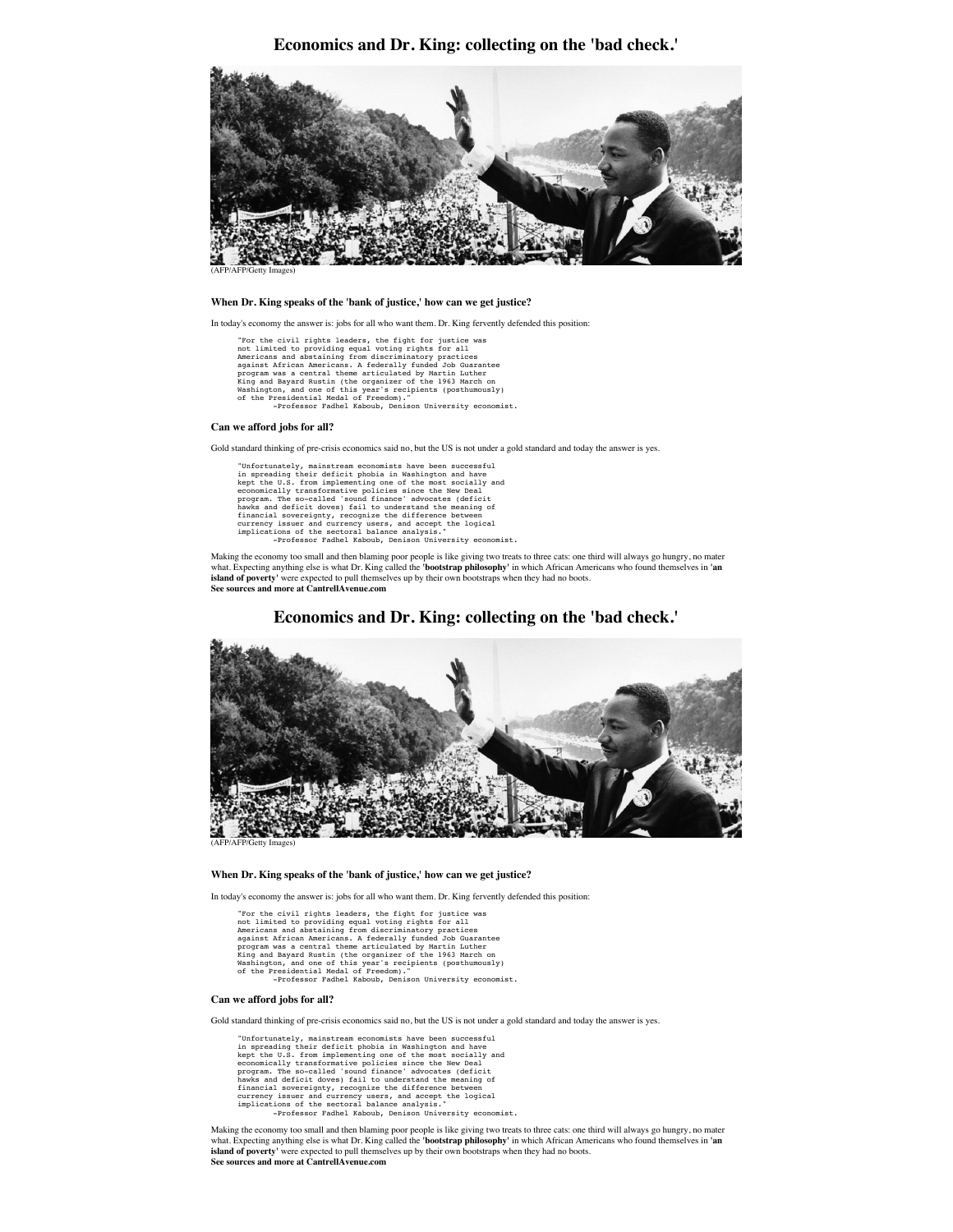# Economics and Dr. King: collecting on the 'bad check.'

(AFP/AFP/Getty Images)

### When Dr. King speaks of the 'bank of justice,' how can we get justice?

In today's economy the answer is: jobs for all who want them. Dr. King fervently defended this position:

```
"For the civil rights leaders, the fight for justice was
not limited to providing equal voting rights for all
Americans and abstaining from discriminatory practices
against African Americans. A federally funded Job Guarantee
program was a central theme articulated by Martin Luther
King and Bayard Rustin (the organizer of the 1963 March on
Washington, and one of this year's recipients (posthumously)
of the Presidential Medal of Freedom)."
        -Professor Fadhel Kaboub, Denison University economist.
```

### Can we afford jobs for all?

Gold standard thinking of pre-crisis economics said no, but the US is not under a gold standard and today the answer is yes.

```
"Unfortunately, mainstream economists have been successful
in spreading their deficit phobia in Washington and have
kept the U.S. from implementing one of the most socially and
economically transformative policies since the New Deal
program. The so-called 'sound finance' advocates (deficit
hawks and deficit doves) fail to understand the meaning of
financial sovereignty, recognize the difference between
currency issuer and currency users, and accept the logical
implications of the sectoral balance analysis."
        -Professor Fadhel Kaboub, Denison University economist.
```

Making the economy too small and then blaming poor people is like giving two treats to three cats: one third will always go hungry, no mater what. Expecting anything else is what Dr. King called the '**bootstrap philosophy**' in which African Americans who found themselves in '**an island of poverty**' were expected to pull themselves up by their own bootstraps when they had no boots.
**See sources and more at CantrellAvenue.com**

# Economics and Dr. King: collecting on the 'bad check.'

(AFP/AFP/Getty Images)

### When Dr. King speaks of the 'bank of justice,' how can we get justice?

In today's economy the answer is: jobs for all who want them. Dr. King fervently defended this position:

```
"For the civil rights leaders, the fight for justice was
not limited to providing equal voting rights for all
Americans and abstaining from discriminatory practices
against African Americans. A federally funded Job Guarantee
program was a central theme articulated by Martin Luther
King and Bayard Rustin (the organizer of the 1963 March on
Washington, and one of this year's recipients (posthumously)
of the Presidential Medal of Freedom)."
        -Professor Fadhel Kaboub, Denison University economist.
```

### Can we afford jobs for all?

Gold standard thinking of pre-crisis economics said no, but the US is not under a gold standard and today the answer is yes.

```
"Unfortunately, mainstream economists have been successful
in spreading their deficit phobia in Washington and have
kept the U.S. from implementing one of the most socially and
economically transformative policies since the New Deal
program. The so-called 'sound finance' advocates (deficit
hawks and deficit doves) fail to understand the meaning of
financial sovereignty, recognize the difference between
currency issuer and currency users, and accept the logical
implications of the sectoral balance analysis."
        -Professor Fadhel Kaboub, Denison University economist.
```

Making the economy too small and then blaming poor people is like giving two treats to three cats: one third will always go hungry, no mater what. Expecting anything else is what Dr. King called the '**bootstrap philosophy**' in which African Americans who found themselves in '**an island of poverty**' were expected to pull themselves up by their own bootstraps when they had no boots.
**See sources and more at CantrellAvenue.com**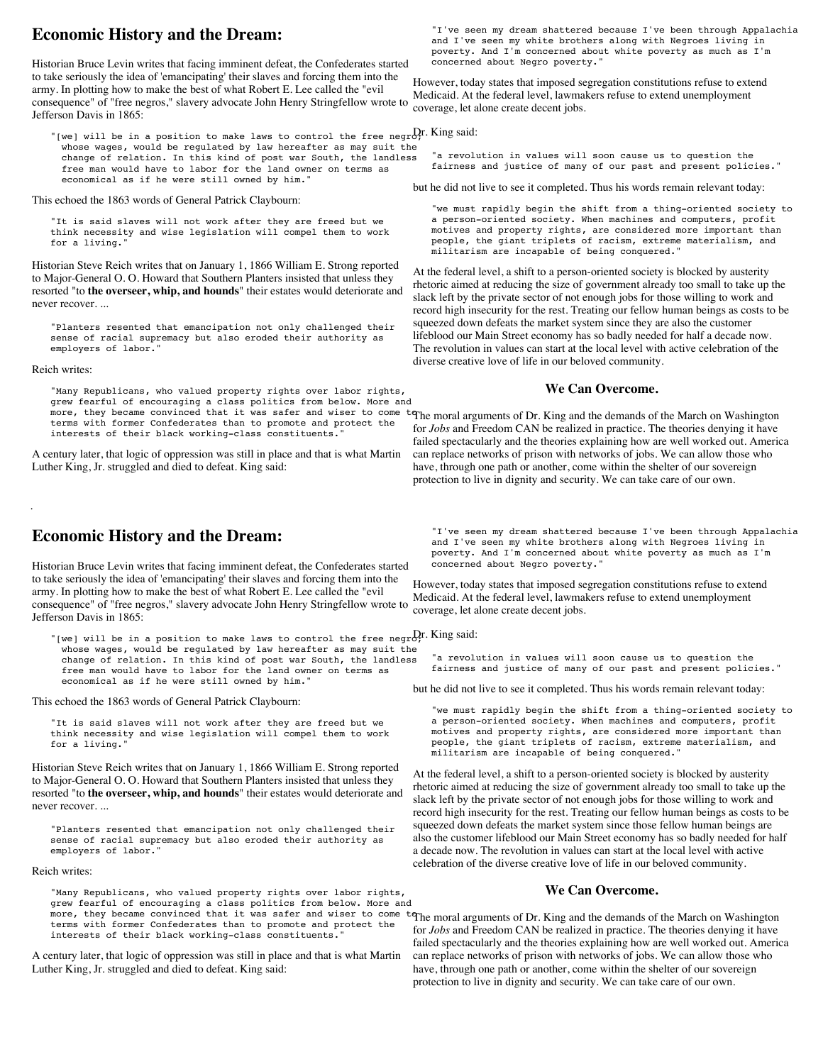## Economic History and the Dream:

Historian Bruce Levin writes that facing imminent defeat, the Confederates started to take seriously the idea of 'emancipating' their slaves and forcing them into the army. In plotting how to make the best of what Robert E. Lee called the "evil consequence" of "free negros," slavery advocate John Henry Stringfellow wrote to Jefferson Davis in 1865:

> "[we] will be in a position to make laws to control the free negro, whose wages, would be regulated by law hereafter as may suit the change of relation. In this kind of post war South, the landless free man would have to labor for the land owner on terms as economical as if he were still owned by him."

This echoed the 1863 words of General Patrick Claybourn:

> "It is said slaves will not work after they are freed but we think necessity and wise legislation will compel them to work for a living."

Historian Steve Reich writes that on January 1, 1866 William E. Strong reported to Major-General O. O. Howard that Southern Planters insisted that unless they resorted "to **the overseer, whip, and hounds**" their estates would deteriorate and never recover. ...

> "Planters resented that emancipation not only challenged their sense of racial supremacy but also eroded their authority as employers of labor."

Reich writes:

> "Many Republicans, who valued property rights over labor rights, grew fearful of encouraging a class politics from below. More and more, they became convinced that it was safer and wiser to come to terms with former Confederates than to promote and protect the interests of their black working-class constituents."

A century later, that logic of oppression was still in place and that is what Martin Luther King, Jr. struggled and died to defeat. King said:

> "I've seen my dream shattered because I've been through Appalachia and I've seen my white brothers along with Negroes living in poverty. And I'm concerned about white poverty as much as I'm concerned about Negro poverty."

However, today states that imposed segregation constitutions refuse to extend Medicaid. At the federal level, lawmakers refuse to extend unemployment coverage, let alone create decent jobs.

Dr. King said:

> "a revolution in values will soon cause us to question the fairness and justice of many of our past and present policies."

but he did not live to see it completed. Thus his words remain relevant today:

> "we must rapidly begin the shift from a thing-oriented society to a person-oriented society. When machines and computers, profit motives and property rights, are considered more important than people, the giant triplets of racism, extreme materialism, and militarism are incapable of being conquered."

At the federal level, a shift to a person-oriented society is blocked by austerity rhetoric aimed at reducing the size of government already too small to take up the slack left by the private sector of not enough jobs for those willing to work and record high insecurity for the rest. Treating our fellow human beings as costs to be squeezed down defeats the market system since they are also the customer lifeblood our Main Street economy has so badly needed for half a decade now. The revolution in values can start at the local level with active celebration of the diverse creative love of life in our beloved community.

### We Can Overcome.

The moral arguments of Dr. King and the demands of the March on Washington for *Jobs* and Freedom CAN be realized in practice. The theories denying it have failed spectacularly and the theories explaining how are well worked out. America can replace networks of prison with networks of jobs. We can allow those who have, through one path or another, come within the shelter of our sovereign protection to live in dignity and security. We can take care of our own.

.

## Economic History and the Dream:

Historian Bruce Levin writes that facing imminent defeat, the Confederates started to take seriously the idea of 'emancipating' their slaves and forcing them into the army. In plotting how to make the best of what Robert E. Lee called the "evil consequence" of "free negros," slavery advocate John Henry Stringfellow wrote to Jefferson Davis in 1865:

> "[we] will be in a position to make laws to control the free negro, whose wages, would be regulated by law hereafter as may suit the change of relation. In this kind of post war South, the landless free man would have to labor for the land owner on terms as economical as if he were still owned by him."

This echoed the 1863 words of General Patrick Claybourn:

> "It is said slaves will not work after they are freed but we think necessity and wise legislation will compel them to work for a living."

Historian Steve Reich writes that on January 1, 1866 William E. Strong reported to Major-General O. O. Howard that Southern Planters insisted that unless they resorted "to **the overseer, whip, and hounds**" their estates would deteriorate and never recover. ...

> "Planters resented that emancipation not only challenged their sense of racial supremacy but also eroded their authority as employers of labor."

Reich writes:

> "Many Republicans, who valued property rights over labor rights, grew fearful of encouraging a class politics from below. More and more, they became convinced that it was safer and wiser to come to terms with former Confederates than to promote and protect the interests of their black working-class constituents."

A century later, that logic of oppression was still in place and that is what Martin Luther King, Jr. struggled and died to defeat. King said:

> "I've seen my dream shattered because I've been through Appalachia and I've seen my white brothers along with Negroes living in poverty. And I'm concerned about white poverty as much as I'm concerned about Negro poverty."

However, today states that imposed segregation constitutions refuse to extend Medicaid. At the federal level, lawmakers refuse to extend unemployment coverage, let alone create decent jobs.

Dr. King said:

> "a revolution in values will soon cause us to question the fairness and justice of many of our past and present policies."

but he did not live to see it completed. Thus his words remain relevant today:

> "we must rapidly begin the shift from a thing-oriented society to a person-oriented society. When machines and computers, profit motives and property rights, are considered more important than people, the giant triplets of racism, extreme materialism, and militarism are incapable of being conquered."

At the federal level, a shift to a person-oriented society is blocked by austerity rhetoric aimed at reducing the size of government already too small to take up the slack left by the private sector of not enough jobs for those willing to work and record high insecurity for the rest. Treating our fellow human beings as costs to be squeezed down defeats the market system since those fellow human beings are also the customer lifeblood our Main Street economy has so badly needed for half a decade now. The revolution in values can start at the local level with active celebration of the diverse creative love of life in our beloved community.

### We Can Overcome.

The moral arguments of Dr. King and the demands of the March on Washington for *Jobs* and Freedom CAN be realized in practice. The theories denying it have failed spectacularly and the theories explaining how are well worked out. America can replace networks of prison with networks of jobs. We can allow those who have, through one path or another, come within the shelter of our sovereign protection to live in dignity and security. We can take care of our own.